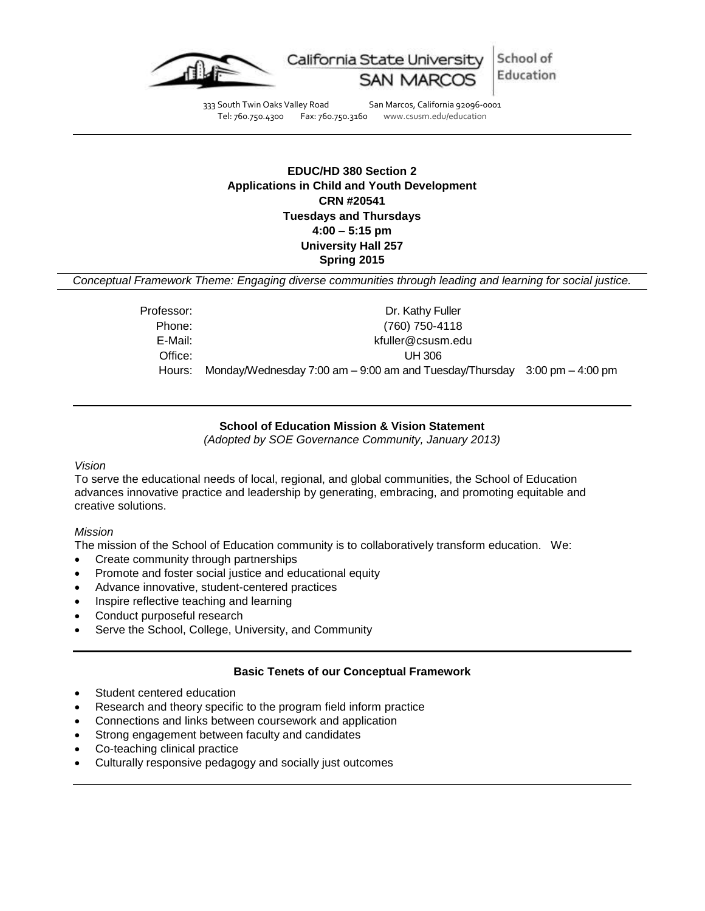California State University SAN MARCOS | School of Education

333 South Twin Oaks Valley Road San Marcos, California 92096-0001
Tel: 760.750.4300 Fax: 760.750.3160 www.csusm.edu/education

---

**EDUC/HD 380 Section 2**
**Applications in Child and Youth Development**
**CRN #20541**
**Tuesdays and Thursdays**
**4:00 – 5:15 pm**
**University Hall 257**
**Spring 2015**

*Conceptual Framework Theme: Engaging diverse communities through leading and learning for social justice.*

Professor: Dr. Kathy Fuller
Phone: (760) 750-4118
E-Mail: kfuller@csusm.edu
Office: UH 306
Hours: Monday/Wednesday 7:00 am – 9:00 am and Tuesday/Thursday 3:00 pm – 4:00 pm

---

**School of Education Mission & Vision Statement**
*(Adopted by SOE Governance Community, January 2013)*

*Vision*
To serve the educational needs of local, regional, and global communities, the School of Education advances innovative practice and leadership by generating, embracing, and promoting equitable and creative solutions.

*Mission*
The mission of the School of Education community is to collaboratively transform education. We:

- Create community through partnerships
- Promote and foster social justice and educational equity
- Advance innovative, student-centered practices
- Inspire reflective teaching and learning
- Conduct purposeful research
- Serve the School, College, University, and Community

---

**Basic Tenets of our Conceptual Framework**

- Student centered education
- Research and theory specific to the program field inform practice
- Connections and links between coursework and application
- Strong engagement between faculty and candidates
- Co-teaching clinical practice
- Culturally responsive pedagogy and socially just outcomes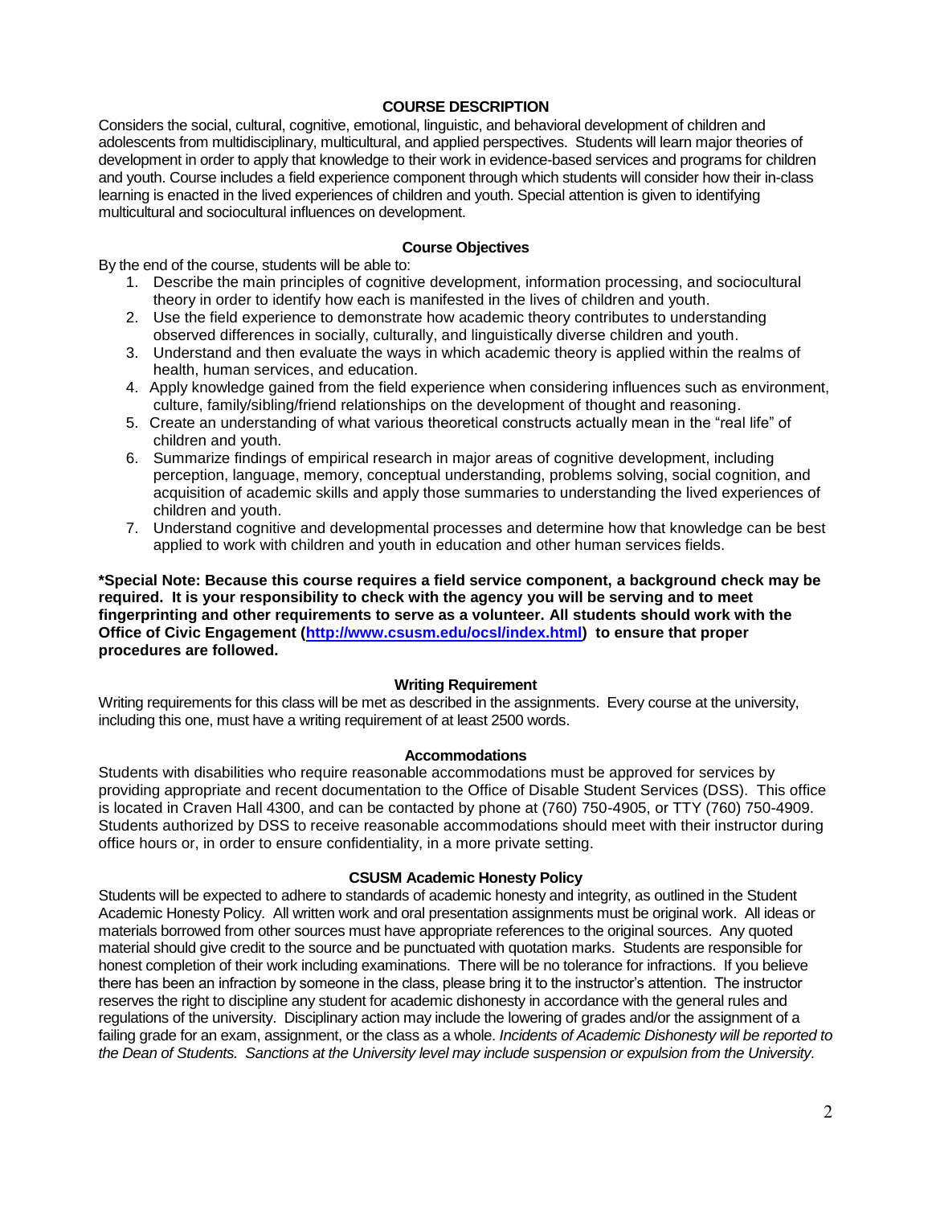## COURSE DESCRIPTION

Considers the social, cultural, cognitive, emotional, linguistic, and behavioral development of children and adolescents from multidisciplinary, multicultural, and applied perspectives. Students will learn major theories of development in order to apply that knowledge to their work in evidence-based services and programs for children and youth. Course includes a field experience component through which students will consider how their in-class learning is enacted in the lived experiences of children and youth. Special attention is given to identifying multicultural and sociocultural influences on development.

### Course Objectives

By the end of the course, students will be able to:

1. Describe the main principles of cognitive development, information processing, and sociocultural theory in order to identify how each is manifested in the lives of children and youth.
2. Use the field experience to demonstrate how academic theory contributes to understanding observed differences in socially, culturally, and linguistically diverse children and youth.
3. Understand and then evaluate the ways in which academic theory is applied within the realms of health, human services, and education.
4. Apply knowledge gained from the field experience when considering influences such as environment, culture, family/sibling/friend relationships on the development of thought and reasoning.
5. Create an understanding of what various theoretical constructs actually mean in the "real life" of children and youth.
6. Summarize findings of empirical research in major areas of cognitive development, including perception, language, memory, conceptual understanding, problems solving, social cognition, and acquisition of academic skills and apply those summaries to understanding the lived experiences of children and youth.
7. Understand cognitive and developmental processes and determine how that knowledge can be best applied to work with children and youth in education and other human services fields.

**\*Special Note: Because this course requires a field service component, a background check may be required. It is your responsibility to check with the agency you will be serving and to meet fingerprinting and other requirements to serve as a volunteer. All students should work with the Office of Civic Engagement ([http://www.csusm.edu/ocsl/index.html](http://www.csusm.edu/ocsl/index.html)) to ensure that proper procedures are followed.**

### Writing Requirement

Writing requirements for this class will be met as described in the assignments. Every course at the university, including this one, must have a writing requirement of at least 2500 words.

### Accommodations

Students with disabilities who require reasonable accommodations must be approved for services by providing appropriate and recent documentation to the Office of Disable Student Services (DSS). This office is located in Craven Hall 4300, and can be contacted by phone at (760) 750-4905, or TTY (760) 750-4909. Students authorized by DSS to receive reasonable accommodations should meet with their instructor during office hours or, in order to ensure confidentiality, in a more private setting.

### CSUSM Academic Honesty Policy

Students will be expected to adhere to standards of academic honesty and integrity, as outlined in the Student Academic Honesty Policy. All written work and oral presentation assignments must be original work. All ideas or materials borrowed from other sources must have appropriate references to the original sources. Any quoted material should give credit to the source and be punctuated with quotation marks. Students are responsible for honest completion of their work including examinations. There will be no tolerance for infractions. If you believe there has been an infraction by someone in the class, please bring it to the instructor's attention. The instructor reserves the right to discipline any student for academic dishonesty in accordance with the general rules and regulations of the university. Disciplinary action may include the lowering of grades and/or the assignment of a failing grade for an exam, assignment, or the class as a whole. *Incidents of Academic Dishonesty will be reported to the Dean of Students. Sanctions at the University level may include suspension or expulsion from the University.*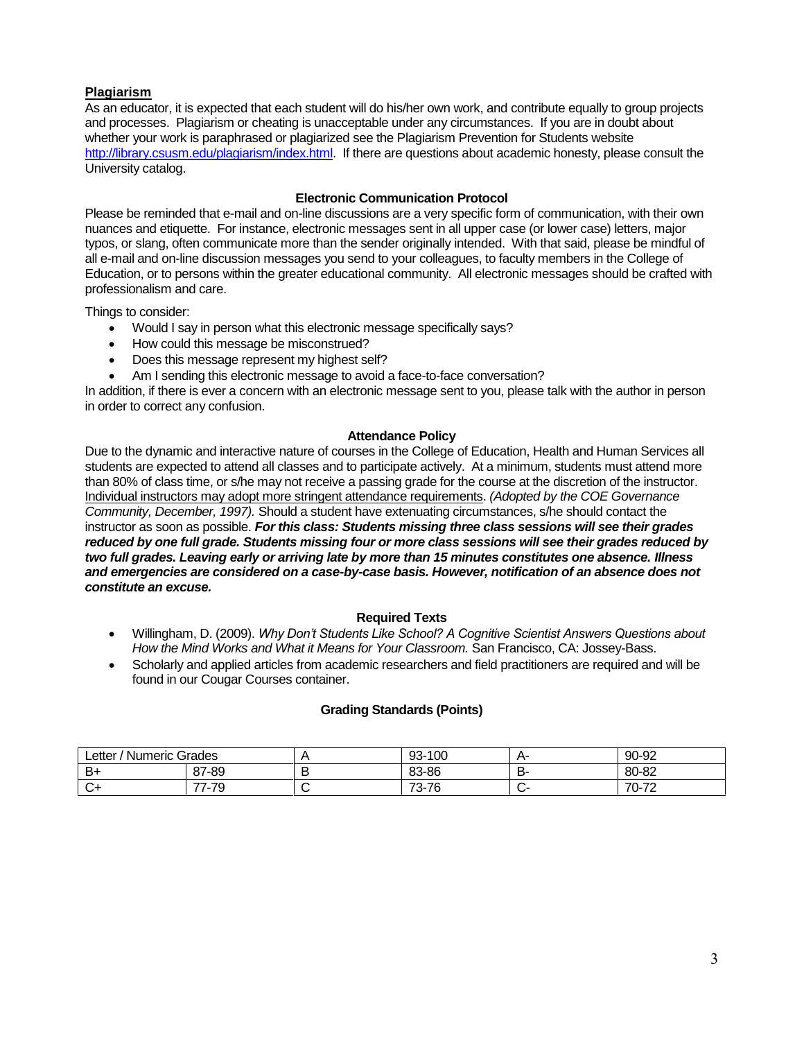## Plagiarism

As an educator, it is expected that each student will do his/her own work, and contribute equally to group projects and processes. Plagiarism or cheating is unacceptable under any circumstances. If you are in doubt about whether your work is paraphrased or plagiarized see the Plagiarism Prevention for Students website http://library.csusm.edu/plagiarism/index.html. If there are questions about academic honesty, please consult the University catalog.

### Electronic Communication Protocol

Please be reminded that e-mail and on-line discussions are a very specific form of communication, with their own nuances and etiquette. For instance, electronic messages sent in all upper case (or lower case) letters, major typos, or slang, often communicate more than the sender originally intended. With that said, please be mindful of all e-mail and on-line discussion messages you send to your colleagues, to faculty members in the College of Education, or to persons within the greater educational community. All electronic messages should be crafted with professionalism and care.

Things to consider:

- Would I say in person what this electronic message specifically says?
- How could this message be misconstrued?
- Does this message represent my highest self?
- Am I sending this electronic message to avoid a face-to-face conversation?

In addition, if there is ever a concern with an electronic message sent to you, please talk with the author in person in order to correct any confusion.

### Attendance Policy

Due to the dynamic and interactive nature of courses in the College of Education, Health and Human Services all students are expected to attend all classes and to participate actively. At a minimum, students must attend more than 80% of class time, or s/he may not receive a passing grade for the course at the discretion of the instructor. Individual instructors may adopt more stringent attendance requirements. *(Adopted by the COE Governance Community, December, 1997).* Should a student have extenuating circumstances, s/he should contact the instructor as soon as possible. ***For this class: Students missing three class sessions will see their grades reduced by one full grade. Students missing four or more class sessions will see their grades reduced by two full grades. Leaving early or arriving late by more than 15 minutes constitutes one absence. Illness and emergencies are considered on a case-by-case basis. However, notification of an absence does not constitute an excuse.***

### Required Texts

- Willingham, D. (2009). *Why Don't Students Like School? A Cognitive Scientist Answers Questions about How the Mind Works and What it Means for Your Classroom.* San Francisco, CA: Jossey-Bass.
- Scholarly and applied articles from academic researchers and field practitioners are required and will be found in our Cougar Courses container.

### Grading Standards (Points)

| Letter / Numeric Grades | | A | 93-100 | A- | 90-92 |
|---|---|---|---|---|---|
| B+ | 87-89 | B | 83-86 | B- | 80-82 |
| C+ | 77-79 | C | 73-76 | C- | 70-72 |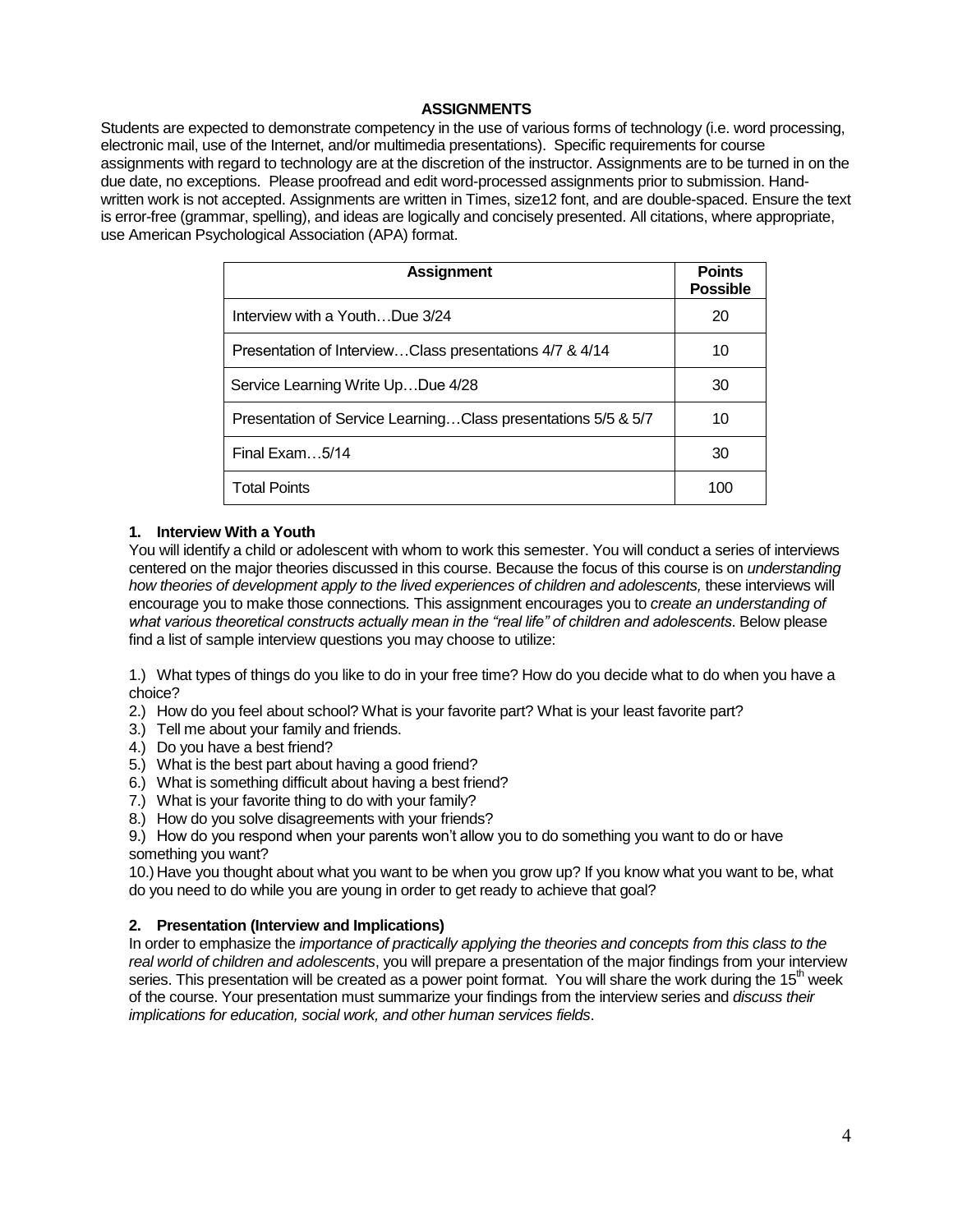## ASSIGNMENTS

Students are expected to demonstrate competency in the use of various forms of technology (i.e. word processing, electronic mail, use of the Internet, and/or multimedia presentations). Specific requirements for course assignments with regard to technology are at the discretion of the instructor. Assignments are to be turned in on the due date, no exceptions. Please proofread and edit word-processed assignments prior to submission. Hand-written work is not accepted. Assignments are written in Times, size12 font, and are double-spaced. Ensure the text is error-free (grammar, spelling), and ideas are logically and concisely presented. All citations, where appropriate, use American Psychological Association (APA) format.

| Assignment | Points Possible |
|---|---|
| Interview with a Youth…Due 3/24 | 20 |
| Presentation of Interview…Class presentations 4/7 & 4/14 | 10 |
| Service Learning Write Up…Due 4/28 | 30 |
| Presentation of Service Learning…Class presentations 5/5 & 5/7 | 10 |
| Final Exam…5/14 | 30 |
| Total Points | 100 |

### 1. Interview With a Youth

You will identify a child or adolescent with whom to work this semester. You will conduct a series of interviews centered on the major theories discussed in this course. Because the focus of this course is on *understanding how theories of development apply to the lived experiences of children and adolescents,* these interviews will encourage you to make those connections*.* This assignment encourages you to *create an understanding of what various theoretical constructs actually mean in the "real life" of children and adolescents*. Below please find a list of sample interview questions you may choose to utilize:

1.) What types of things do you like to do in your free time? How do you decide what to do when you have a choice?
2.) How do you feel about school? What is your favorite part? What is your least favorite part?
3.) Tell me about your family and friends.
4.) Do you have a best friend?
5.) What is the best part about having a good friend?
6.) What is something difficult about having a best friend?
7.) What is your favorite thing to do with your family?
8.) How do you solve disagreements with your friends?
9.) How do you respond when your parents won't allow you to do something you want to do or have something you want?
10.) Have you thought about what you want to be when you grow up? If you know what you want to be, what do you need to do while you are young in order to get ready to achieve that goal?

### 2. Presentation (Interview and Implications)

In order to emphasize the *importance of practically applying the theories and concepts from this class to the real world of children and adolescents*, you will prepare a presentation of the major findings from your interview series. This presentation will be created as a power point format. You will share the work during the 15th week of the course. Your presentation must summarize your findings from the interview series and *discuss their implications for education, social work, and other human services fields*.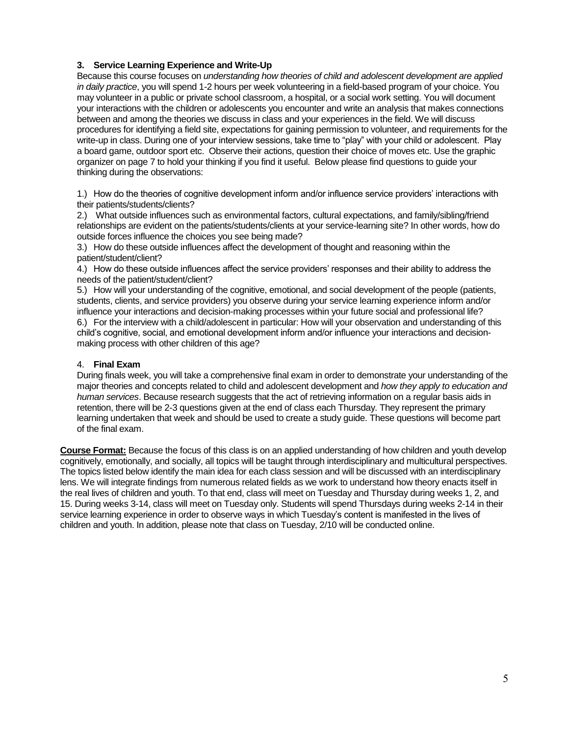### 3. Service Learning Experience and Write-Up

Because this course focuses on *understanding how theories of child and adolescent development are applied in daily practice*, you will spend 1-2 hours per week volunteering in a field-based program of your choice. You may volunteer in a public or private school classroom, a hospital, or a social work setting. You will document your interactions with the children or adolescents you encounter and write an analysis that makes connections between and among the theories we discuss in class and your experiences in the field. We will discuss procedures for identifying a field site, expectations for gaining permission to volunteer, and requirements for the write-up in class. During one of your interview sessions, take time to "play" with your child or adolescent. Play a board game, outdoor sport etc. Observe their actions, question their choice of moves etc. Use the graphic organizer on page 7 to hold your thinking if you find it useful. Below please find questions to guide your thinking during the observations:

1.) How do the theories of cognitive development inform and/or influence service providers' interactions with their patients/students/clients?

2.) What outside influences such as environmental factors, cultural expectations, and family/sibling/friend relationships are evident on the patients/students/clients at your service-learning site? In other words, how do outside forces influence the choices you see being made?

3.) How do these outside influences affect the development of thought and reasoning within the patient/student/client?

4.) How do these outside influences affect the service providers' responses and their ability to address the needs of the patient/student/client?

5.) How will your understanding of the cognitive, emotional, and social development of the people (patients, students, clients, and service providers) you observe during your service learning experience inform and/or influence your interactions and decision-making processes within your future social and professional life?

6.) For the interview with a child/adolescent in particular: How will your observation and understanding of this child's cognitive, social, and emotional development inform and/or influence your interactions and decision-making process with other children of this age?

### 4. **Final Exam**

During finals week, you will take a comprehensive final exam in order to demonstrate your understanding of the major theories and concepts related to child and adolescent development and *how they apply to education and human services*. Because research suggests that the act of retrieving information on a regular basis aids in retention, there will be 2-3 questions given at the end of class each Thursday. They represent the primary learning undertaken that week and should be used to create a study guide. These questions will become part of the final exam.

**Course Format:** Because the focus of this class is on an applied understanding of how children and youth develop cognitively, emotionally, and socially, all topics will be taught through interdisciplinary and multicultural perspectives. The topics listed below identify the main idea for each class session and will be discussed with an interdisciplinary lens. We will integrate findings from numerous related fields as we work to understand how theory enacts itself in the real lives of children and youth. To that end, class will meet on Tuesday and Thursday during weeks 1, 2, and 15. During weeks 3-14, class will meet on Tuesday only. Students will spend Thursdays during weeks 2-14 in their service learning experience in order to observe ways in which Tuesday's content is manifested in the lives of children and youth. In addition, please note that class on Tuesday, 2/10 will be conducted online.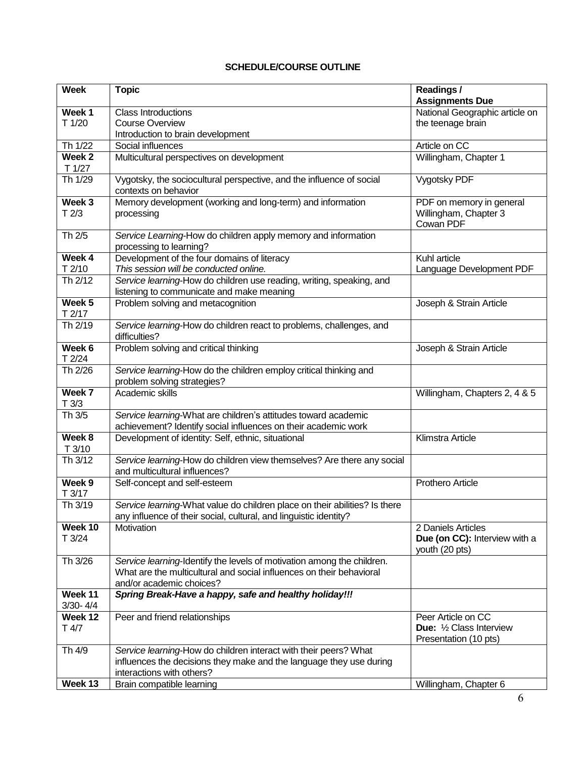**SCHEDULE/COURSE OUTLINE**

| Week | Topic | Readings / Assignments Due |
|---|---|---|
| **Week 1** T 1/20 | Class Introductions<br>Course Overview<br>Introduction to brain development | National Geographic article on the teenage brain |
| Th 1/22 | Social influences | Article on CC |
| **Week 2** T 1/27 | Multicultural perspectives on development | Willingham, Chapter 1 |
| Th 1/29 | Vygotsky, the sociocultural perspective, and the influence of social contexts on behavior | Vygotsky PDF |
| **Week 3** T 2/3 | Memory development (working and long-term) and information processing | PDF on memory in general<br>Willingham, Chapter 3<br>Cowan PDF |
| Th 2/5 | *Service Learning*-How do children apply memory and information processing to learning? | |
| **Week 4** T 2/10 | Development of the four domains of literacy<br>*This session will be conducted online.* | Kuhl article<br>Language Development PDF |
| Th 2/12 | *Service learning*-How do children use reading, writing, speaking, and listening to communicate and make meaning | |
| **Week 5** T 2/17 | Problem solving and metacognition | Joseph & Strain Article |
| Th 2/19 | *Service learning*-How do children react to problems, challenges, and difficulties? | |
| **Week 6** T 2/24 | Problem solving and critical thinking | Joseph & Strain Article |
| Th 2/26 | *Service learning*-How do the children employ critical thinking and problem solving strategies? | |
| **Week 7** T 3/3 | Academic skills | Willingham, Chapters 2, 4 & 5 |
| Th 3/5 | *Service learning*-What are children's attitudes toward academic achievement? Identify social influences on their academic work | |
| **Week 8** T 3/10 | Development of identity: Self, ethnic, situational | Klimstra Article |
| Th 3/12 | *Service learning*-How do children view themselves? Are there any social and multicultural influences? | |
| **Week 9** T 3/17 | Self-concept and self-esteem | Prothero Article |
| Th 3/19 | *Service learning*-What value do children place on their abilities? Is there any influence of their social, cultural, and linguistic identity? | |
| **Week 10** T 3/24 | Motivation | 2 Daniels Articles<br>**Due (on CC):** Interview with a youth (20 pts) |
| Th 3/26 | *Service learning*-Identify the levels of motivation among the children. What are the multicultural and social influences on their behavioral and/or academic choices? | |
| **Week 11** 3/30- 4/4 | ***Spring Break-Have a happy, safe and healthy holiday!!!*** | |
| **Week 12** T 4/7 | Peer and friend relationships | Peer Article on CC<br>**Due:** ½ Class Interview Presentation (10 pts) |
| Th 4/9 | *Service learning*-How do children interact with their peers? What influences the decisions they make and the language they use during interactions with others? | |
| **Week 13** | Brain compatible learning | Willingham, Chapter 6 |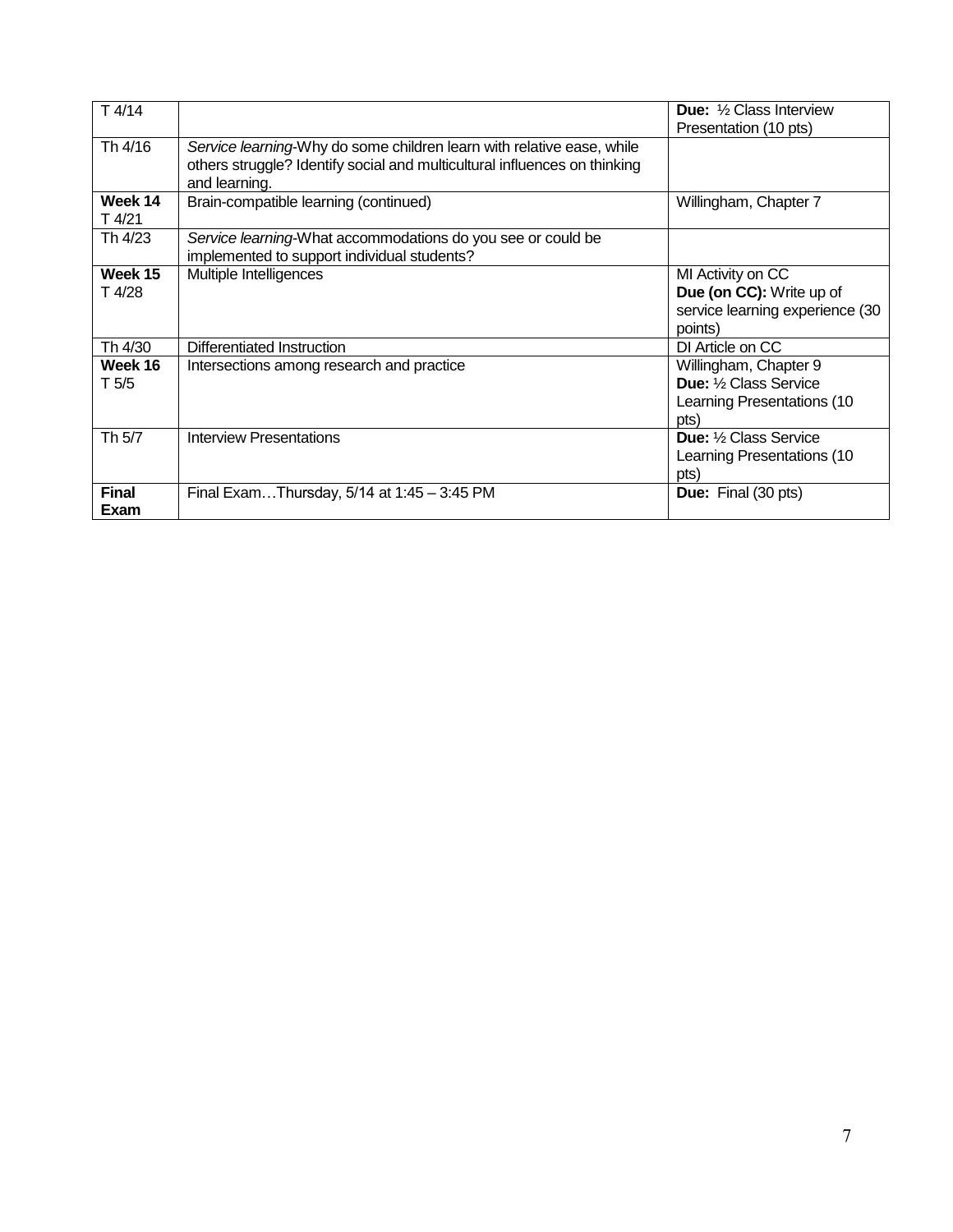| T 4/14 | | **Due:** ½ Class Interview Presentation (10 pts) |
|---|---|---|
| Th 4/16 | *Service learning*-Why do some children learn with relative ease, while others struggle? Identify social and multicultural influences on thinking and learning. | |
| **Week 14** T 4/21 | Brain-compatible learning (continued) | Willingham, Chapter 7 |
| Th 4/23 | *Service learning*-What accommodations do you see or could be implemented to support individual students? | |
| **Week 15** T 4/28 | Multiple Intelligences | MI Activity on CC **Due (on CC):** Write up of service learning experience (30 points) |
| Th 4/30 | Differentiated Instruction | DI Article on CC |
| **Week 16** T 5/5 | Intersections among research and practice | Willingham, Chapter 9 **Due:** ½ Class Service Learning Presentations (10 pts) |
| Th 5/7 | Interview Presentations | **Due:** ½ Class Service Learning Presentations (10 pts) |
| **Final Exam** | Final Exam…Thursday, 5/14 at 1:45 – 3:45 PM | **Due:** Final (30 pts) |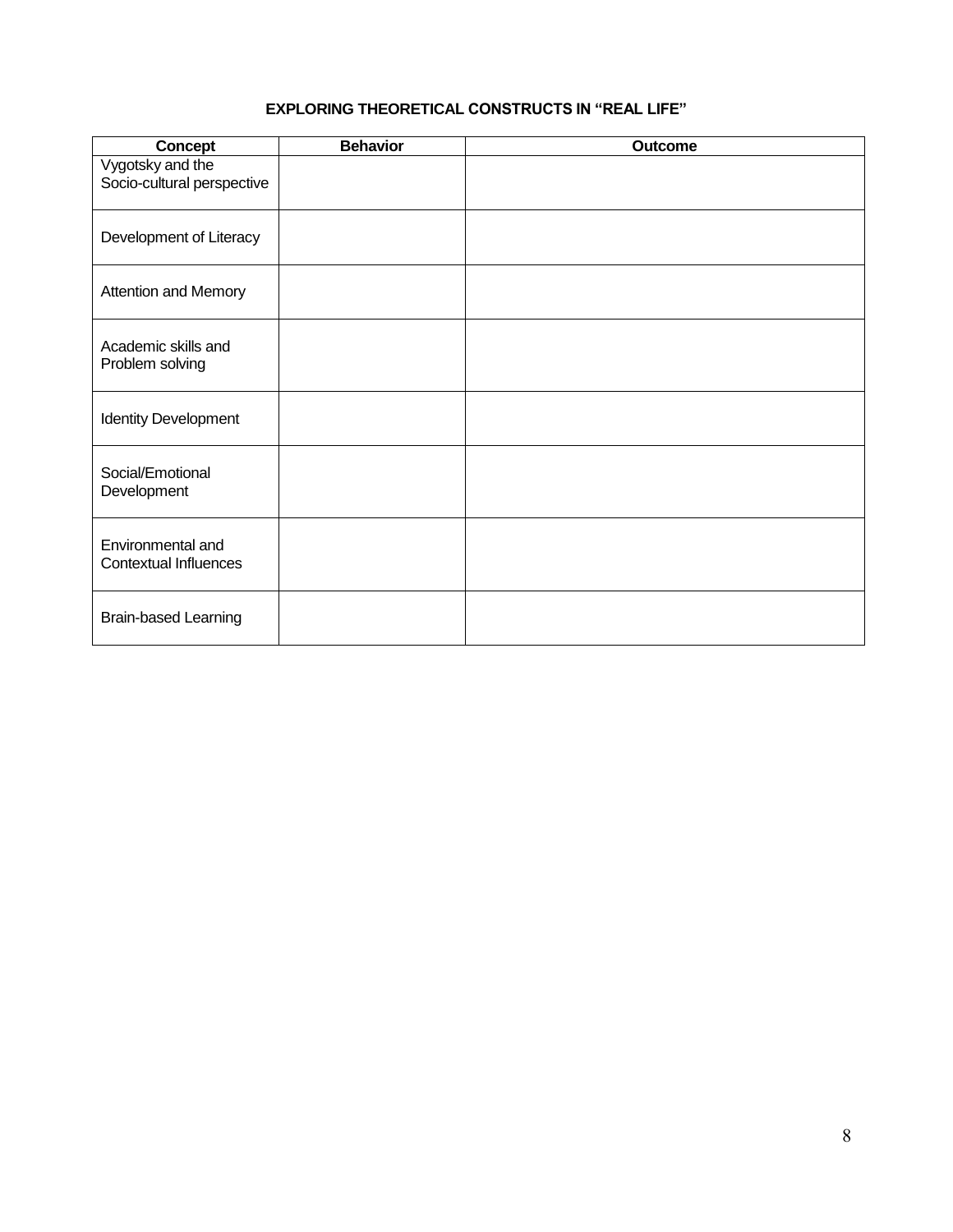**EXPLORING THEORETICAL CONSTRUCTS IN "REAL LIFE"**

| Concept | Behavior | Outcome |
| --- | --- | --- |
| Vygotsky and the Socio-cultural perspective | | |
| Development of Literacy | | |
| Attention and Memory | | |
| Academic skills and Problem solving | | |
| Identity Development | | |
| Social/Emotional Development | | |
| Environmental and Contextual Influences | | |
| Brain-based Learning | | |